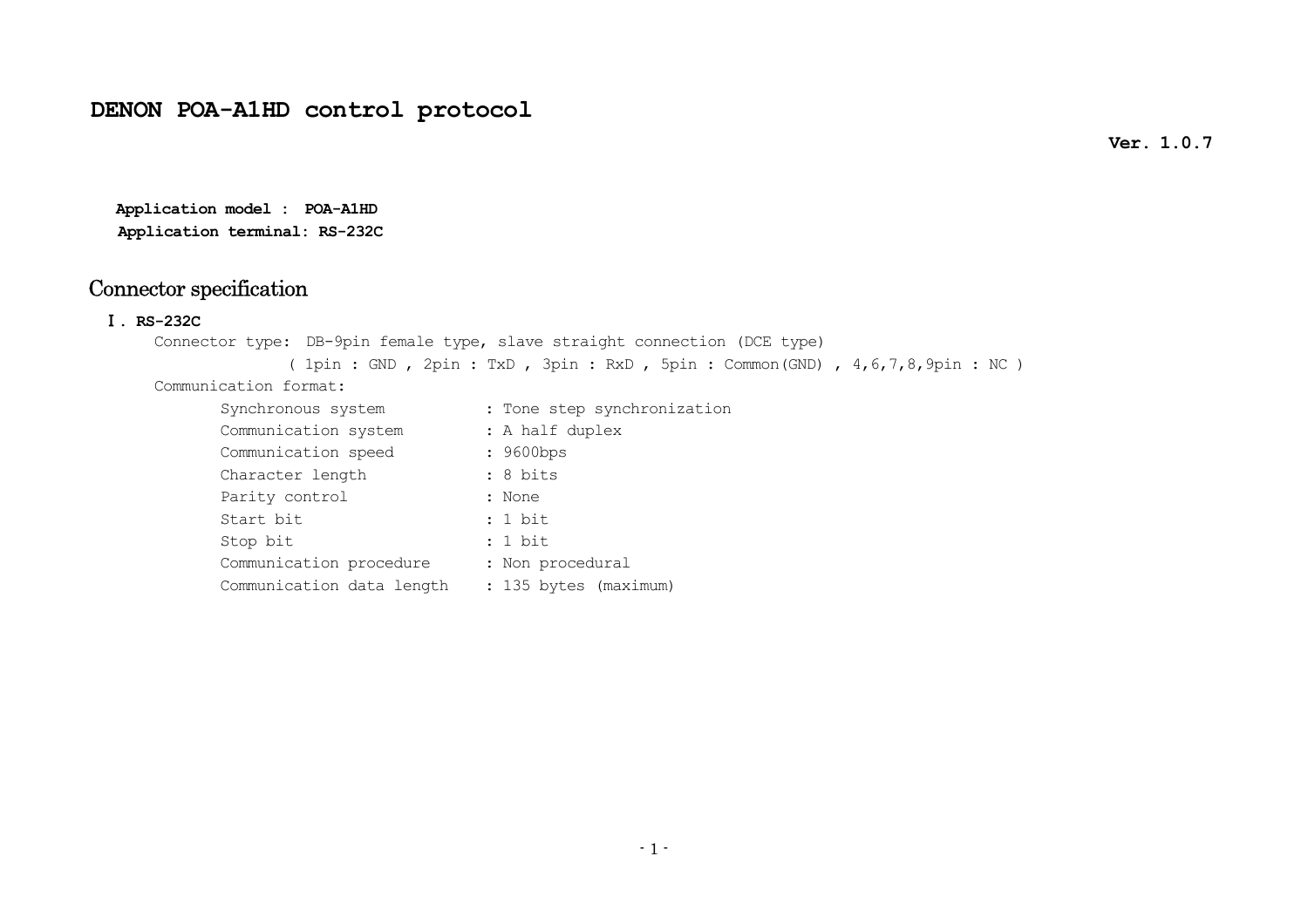# DENON POA-A1HD control protocol

**Ver. 1.0.7**

**Application model : POA-A1HD**
**Application terminal: RS-232C**

## Connector specification

### Ⅰ. RS-232C

Connector type: DB-9pin female type, slave straight connection (DCE type)
( 1pin : GND , 2pin : TxD , 3pin : RxD , 5pin : Common(GND) , 4,6,7,8,9pin : NC )

Communication format:

```
Synchronous system          : Tone step synchronization
Communication system        : A half duplex
Communication speed         : 9600bps
Character length            : 8 bits
Parity control              : None
Start bit                   : 1 bit
Stop bit                    : 1 bit
Communication procedure     : Non procedural
Communication data length   : 135 bytes (maximum)
```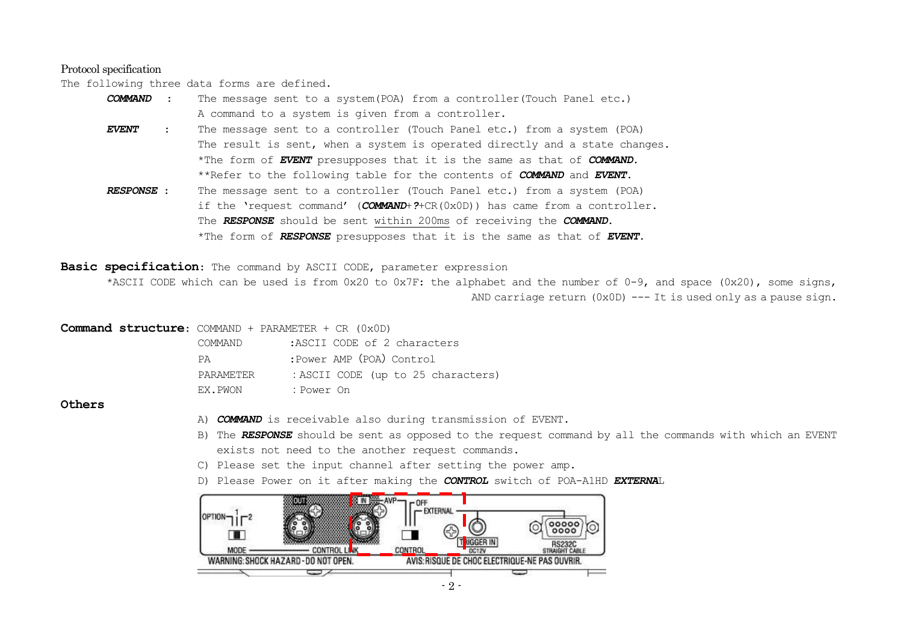Protocol specification

The following three data forms are defined.

***COMMAND*** : The message sent to a system(POA) from a controller(Touch Panel etc.)
A command to a system is given from a controller.

***EVENT*** : The message sent to a controller (Touch Panel etc.) from a system (POA)
The result is sent, when a system is operated directly and a state changes.
*The form of ***EVENT*** presupposes that it is the same as that of ***COMMAND***.
**Refer to the following table for the contents of ***COMMAND*** and ***EVENT***.

***RESPONSE*** : The message sent to a controller (Touch Panel etc.) from a system (POA)
if the 'request command' (***COMMAND***+***?***+CR(0x0D)) has came from a controller.
The ***RESPONSE*** should be sent <u>within 200ms</u> of receiving the ***COMMAND***.
*The form of ***RESPONSE*** presupposes that it is the same as that of ***EVENT***.

**Basic specification**: The command by ASCII CODE, parameter expression

*ASCII CODE which can be used is from 0x20 to 0x7F: the alphabet and the number of 0-9, and space (0x20), some signs, AND carriage return (0x0D) --- It is used only as a pause sign.

**Command structure**: COMMAND + PARAMETER + CR (0x0D)

| | |
|---|---|
| COMMAND | :ASCII CODE of 2 characters |
| PA | :Power AMP (POA) Control |
| PARAMETER | :ASCII CODE (up to 25 characters) |
| EX.PWON | :Power On |

**Others**

A) ***COMMAND*** is receivable also during transmission of EVENT.

B) The ***RESPONSE*** should be sent as opposed to the request command by all the commands with which an EVENT exists not need to the another request commands.

C) Please set the input channel after setting the power amp.

D) Please Power on it after making the ***CONTROL*** switch of POA-A1HD ***EXTERNAL***

OPTION 1 2 MODE OUT IN AVP CONTROL LINK OFF EXTERNAL CONTROL TRIGGER IN DC12V RS232C STRAIGHT CABLE

WARNING:SHOCK HAZARD-DO NOT OPEN. AVIS:RISQUE DE CHOC ELECTRIQUE-NE PAS OUVRIR.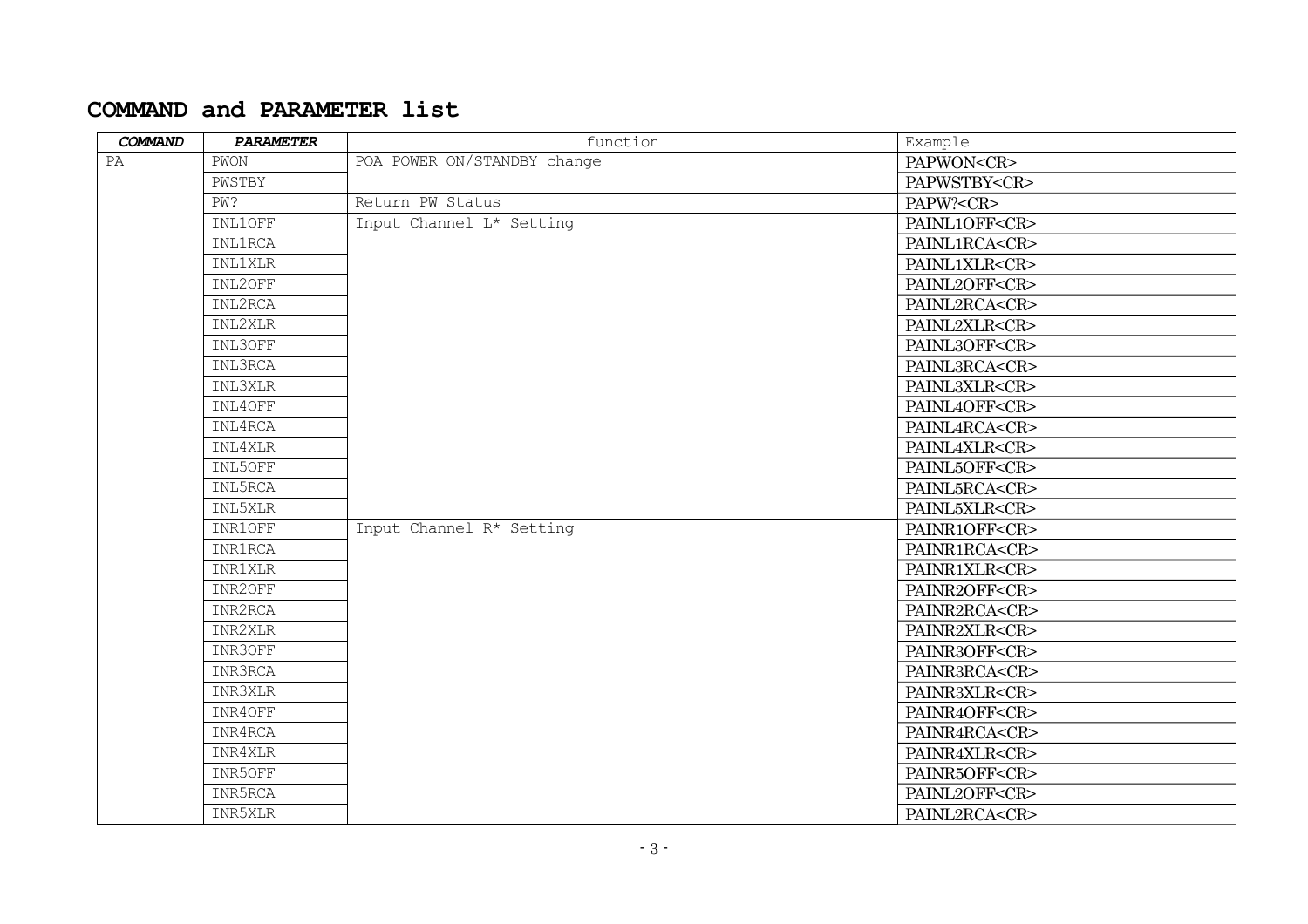## COMMAND and PARAMETER list

| *COMMAND* | *PARAMETER* | function | Example |
|---|---|---|---|
| PA | PWON | POA POWER ON/STANDBY change | PAPWON<CR> |
| | PWSTBY | | PAPWSTBY<CR> |
| | PW? | Return PW Status | PAPW?<CR> |
| | INL1OFF | Input Channel L* Setting | PAINL1OFF<CR> |
| | INL1RCA | | PAINL1RCA<CR> |
| | INL1XLR | | PAINL1XLR<CR> |
| | INL2OFF | | PAINL2OFF<CR> |
| | INL2RCA | | PAINL2RCA<CR> |
| | INL2XLR | | PAINL2XLR<CR> |
| | INL3OFF | | PAINL3OFF<CR> |
| | INL3RCA | | PAINL3RCA<CR> |
| | INL3XLR | | PAINL3XLR<CR> |
| | INL4OFF | | PAINL4OFF<CR> |
| | INL4RCA | | PAINL4RCA<CR> |
| | INL4XLR | | PAINL4XLR<CR> |
| | INL5OFF | | PAINL5OFF<CR> |
| | INL5RCA | | PAINL5RCA<CR> |
| | INL5XLR | | PAINL5XLR<CR> |
| | INR1OFF | Input Channel R* Setting | PAINR1OFF<CR> |
| | INR1RCA | | PAINR1RCA<CR> |
| | INR1XLR | | PAINR1XLR<CR> |
| | INR2OFF | | PAINR2OFF<CR> |
| | INR2RCA | | PAINR2RCA<CR> |
| | INR2XLR | | PAINR2XLR<CR> |
| | INR3OFF | | PAINR3OFF<CR> |
| | INR3RCA | | PAINR3RCA<CR> |
| | INR3XLR | | PAINR3XLR<CR> |
| | INR4OFF | | PAINR4OFF<CR> |
| | INR4RCA | | PAINR4RCA<CR> |
| | INR4XLR | | PAINR4XLR<CR> |
| | INR5OFF | | PAINR5OFF<CR> |
| | INR5RCA | | PAINL2OFF<CR> |
| | INR5XLR | | PAINL2RCA<CR> |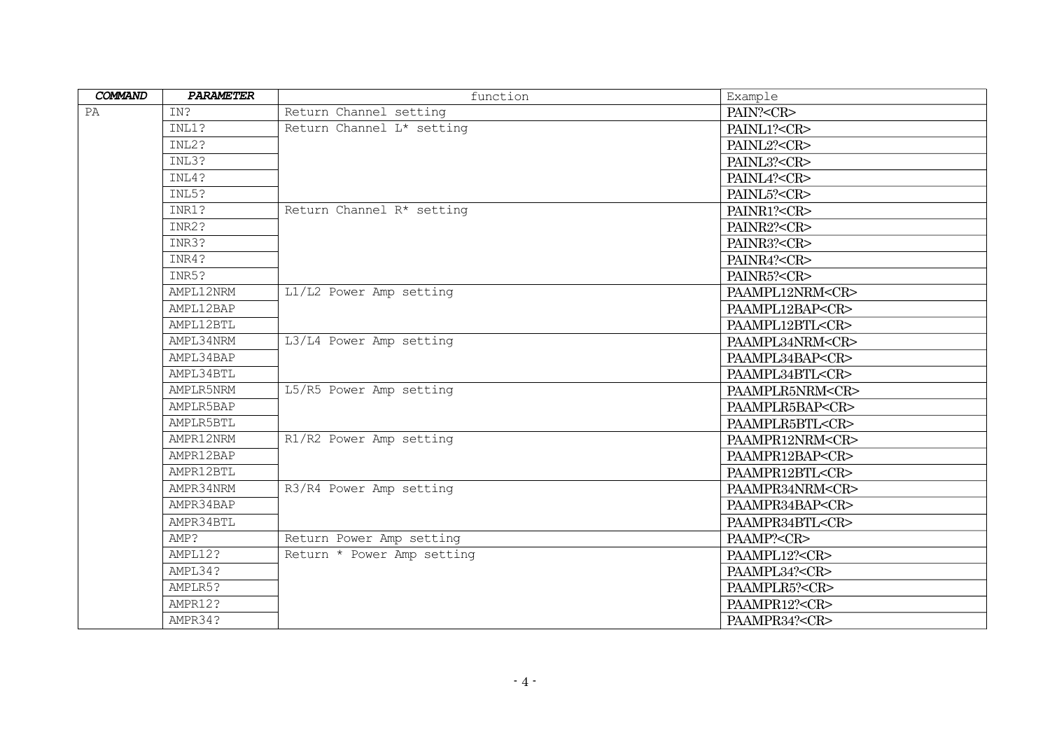| ***COMMAND*** | ***PARAMETER*** | function | Example |
|---|---|---|---|
| PA | IN? | Return Channel setting | PAIN?<CR> |
| | INL1? | Return Channel L* setting | PAINL1?<CR> |
| | INL2? | | PAINL2?<CR> |
| | INL3? | | PAINL3?<CR> |
| | INL4? | | PAINL4?<CR> |
| | INL5? | | PAINL5?<CR> |
| | INR1? | Return Channel R* setting | PAINR1?<CR> |
| | INR2? | | PAINR2?<CR> |
| | INR3? | | PAINR3?<CR> |
| | INR4? | | PAINR4?<CR> |
| | INR5? | | PAINR5?<CR> |
| | AMPL12NRM | L1/L2 Power Amp setting | PAAMPL12NRM<CR> |
| | AMPL12BAP | | PAAMPL12BAP<CR> |
| | AMPL12BTL | | PAAMPL12BTL<CR> |
| | AMPL34NRM | L3/L4 Power Amp setting | PAAMPL34NRM<CR> |
| | AMPL34BAP | | PAAMPL34BAP<CR> |
| | AMPL34BTL | | PAAMPL34BTL<CR> |
| | AMPLR5NRM | L5/R5 Power Amp setting | PAAMPLR5NRM<CR> |
| | AMPLR5BAP | | PAAMPLR5BAP<CR> |
| | AMPLR5BTL | | PAAMPLR5BTL<CR> |
| | AMPR12NRM | R1/R2 Power Amp setting | PAAMPR12NRM<CR> |
| | AMPR12BAP | | PAAMPR12BAP<CR> |
| | AMPR12BTL | | PAAMPR12BTL<CR> |
| | AMPR34NRM | R3/R4 Power Amp setting | PAAMPR34NRM<CR> |
| | AMPR34BAP | | PAAMPR34BAP<CR> |
| | AMPR34BTL | | PAAMPR34BTL<CR> |
| | AMP? | Return Power Amp setting | PAAMP?<CR> |
| | AMPL12? | Return * Power Amp setting | PAAMPL12?<CR> |
| | AMPL34? | | PAAMPL34?<CR> |
| | AMPLR5? | | PAAMPLR5?<CR> |
| | AMPR12? | | PAAMPR12?<CR> |
| | AMPR34? | | PAAMPR34?<CR> |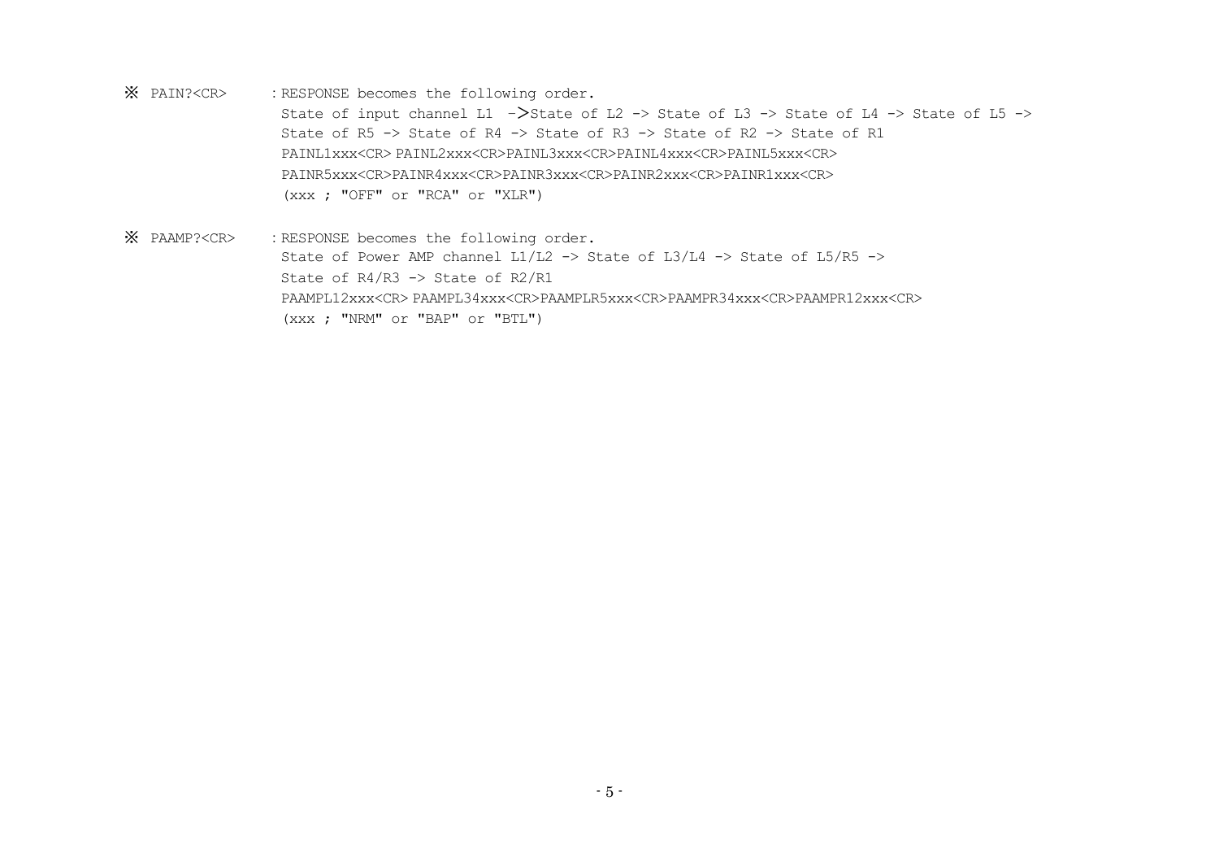※ PAIN?<CR> : RESPONSE becomes the following order.
State of input channel L1 ->State of L2 -> State of L3 -> State of L4 -> State of L5 ->
State of R5 -> State of R4 -> State of R3 -> State of R2 -> State of R1
PAINL1xxx<CR> PAINL2xxx<CR>PAINL3xxx<CR>PAINL4xxx<CR>PAINL5xxx<CR>
PAINR5xxx<CR>PAINR4xxx<CR>PAINR3xxx<CR>PAINR2xxx<CR>PAINR1xxx<CR>
(xxx ; "OFF" or "RCA" or "XLR")

※ PAAMP?<CR> : RESPONSE becomes the following order.
State of Power AMP channel L1/L2 -> State of L3/L4 -> State of L5/R5 ->
State of R4/R3 -> State of R2/R1
PAAMPL12xxx<CR> PAAMPL34xxx<CR>PAAMPLR5xxx<CR>PAAMPR34xxx<CR>PAAMPR12xxx<CR>
(xxx ; "NRM" or "BAP" or "BTL")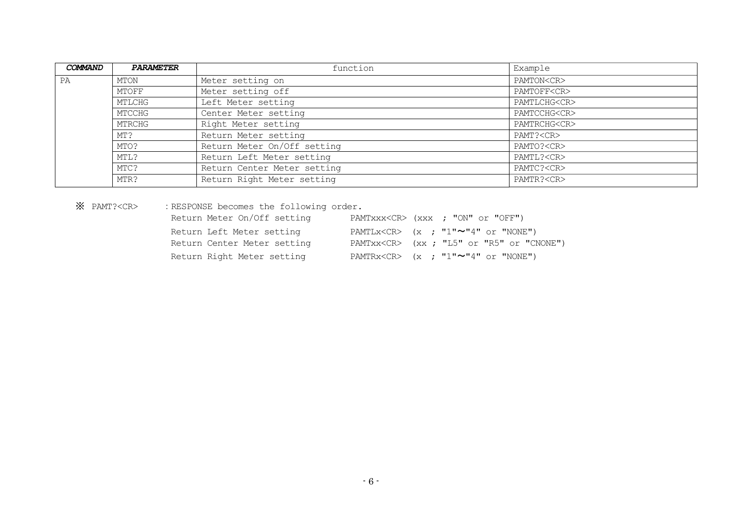| ***COMMAND*** | ***PARAMETER*** | function | Example |
|---|---|---|---|
| PA | MTON | Meter setting on | PAMTON<CR> |
| | MTOFF | Meter setting off | PAMTOFF<CR> |
| | MTLCHG | Left Meter setting | PAMTLCHG<CR> |
| | MTCCHG | Center Meter setting | PAMTCCHG<CR> |
| | MTRCHG | Right Meter setting | PAMTRCHG<CR> |
| | MT? | Return Meter setting | PAMT?<CR> |
| | MTO? | Return Meter On/Off setting | PAMTO?<CR> |
| | MTL? | Return Left Meter setting | PAMTL?<CR> |
| | MTC? | Return Center Meter setting | PAMTC?<CR> |
| | MTR? | Return Right Meter setting | PAMTR?<CR> |

※ PAMT?<CR> : RESPONSE becomes the following order.

| | | |
|---|---|---|
| Return Meter On/Off setting | PAMTxxx<CR> | (xxx ; "ON" or "OFF") |
| Return Left Meter setting | PAMTLx<CR> | (x ; "1"~"4" or "NONE") |
| Return Center Meter setting | PAMTxx<CR> | (xx ; "L5" or "R5" or "CNONE") |
| Return Right Meter setting | PAMTRx<CR> | (x ; "1"~"4" or "NONE") |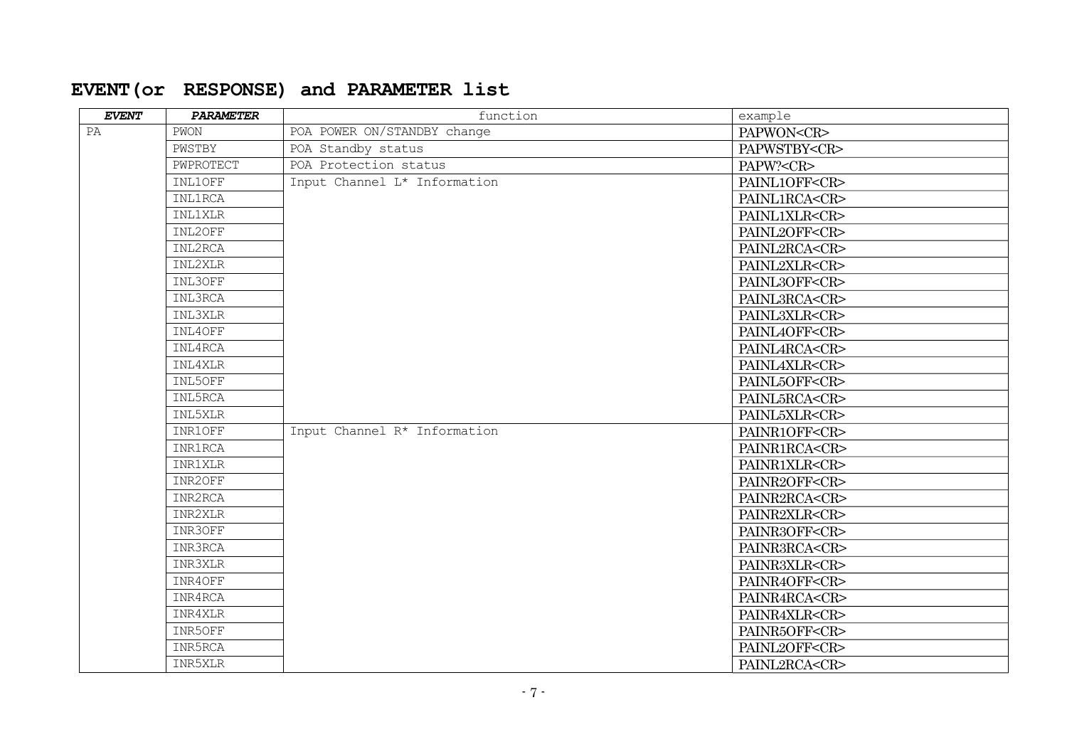## EVENT(or RESPONSE) and PARAMETER list

| *EVENT* | *PARAMETER* | function | example |
|---|---|---|---|
| PA | PWON | POA POWER ON/STANDBY change | PAPWON<CR> |
| | PWSTBY | POA Standby status | PAPWSTBY<CR> |
| | PWPROTECT | POA Protection status | PAPW?<CR> |
| | INL1OFF | Input Channel L* Information | PAINL1OFF<CR> |
| | INL1RCA | | PAINL1RCA<CR> |
| | INL1XLR | | PAINL1XLR<CR> |
| | INL2OFF | | PAINL2OFF<CR> |
| | INL2RCA | | PAINL2RCA<CR> |
| | INL2XLR | | PAINL2XLR<CR> |
| | INL3OFF | | PAINL3OFF<CR> |
| | INL3RCA | | PAINL3RCA<CR> |
| | INL3XLR | | PAINL3XLR<CR> |
| | INL4OFF | | PAINL4OFF<CR> |
| | INL4RCA | | PAINL4RCA<CR> |
| | INL4XLR | | PAINL4XLR<CR> |
| | INL5OFF | | PAINL5OFF<CR> |
| | INL5RCA | | PAINL5RCA<CR> |
| | INL5XLR | | PAINL5XLR<CR> |
| | INR1OFF | Input Channel R* Information | PAINR1OFF<CR> |
| | INR1RCA | | PAINR1RCA<CR> |
| | INR1XLR | | PAINR1XLR<CR> |
| | INR2OFF | | PAINR2OFF<CR> |
| | INR2RCA | | PAINR2RCA<CR> |
| | INR2XLR | | PAINR2XLR<CR> |
| | INR3OFF | | PAINR3OFF<CR> |
| | INR3RCA | | PAINR3RCA<CR> |
| | INR3XLR | | PAINR3XLR<CR> |
| | INR4OFF | | PAINR4OFF<CR> |
| | INR4RCA | | PAINR4RCA<CR> |
| | INR4XLR | | PAINR4XLR<CR> |
| | INR5OFF | | PAINR5OFF<CR> |
| | INR5RCA | | PAINL2OFF<CR> |
| | INR5XLR | | PAINL2RCA<CR> |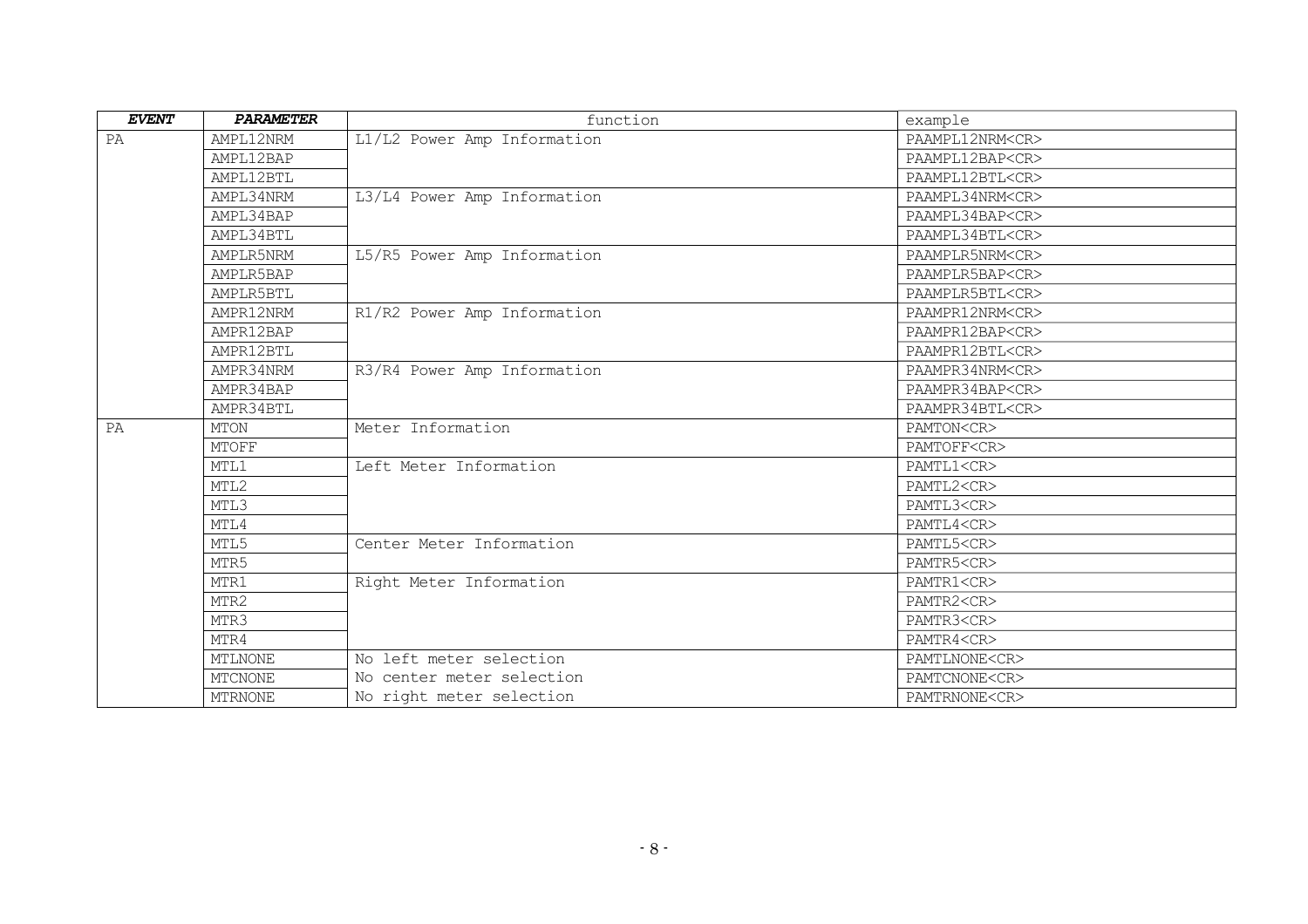| ***EVENT*** | ***PARAMETER*** | function | example |
| --- | --- | --- | --- |
| PA | AMPL12NRM | L1/L2 Power Amp Information | PAAMPL12NRM<CR> |
| | AMPL12BAP | | PAAMPL12BAP<CR> |
| | AMPL12BTL | | PAAMPL12BTL<CR> |
| | AMPL34NRM | L3/L4 Power Amp Information | PAAMPL34NRM<CR> |
| | AMPL34BAP | | PAAMPL34BAP<CR> |
| | AMPL34BTL | | PAAMPL34BTL<CR> |
| | AMPLR5NRM | L5/R5 Power Amp Information | PAAMPLR5NRM<CR> |
| | AMPLR5BAP | | PAAMPLR5BAP<CR> |
| | AMPLR5BTL | | PAAMPLR5BTL<CR> |
| | AMPR12NRM | R1/R2 Power Amp Information | PAAMPR12NRM<CR> |
| | AMPR12BAP | | PAAMPR12BAP<CR> |
| | AMPR12BTL | | PAAMPR12BTL<CR> |
| | AMPR34NRM | R3/R4 Power Amp Information | PAAMPR34NRM<CR> |
| | AMPR34BAP | | PAAMPR34BAP<CR> |
| | AMPR34BTL | | PAAMPR34BTL<CR> |
| PA | MTON | Meter Information | PAMTON<CR> |
| | MTOFF | | PAMTOFF<CR> |
| | MTL1 | Left Meter Information | PAMTL1<CR> |
| | MTL2 | | PAMTL2<CR> |
| | MTL3 | | PAMTL3<CR> |
| | MTL4 | | PAMTL4<CR> |
| | MTL5 | Center Meter Information | PAMTL5<CR> |
| | MTR5 | | PAMTR5<CR> |
| | MTR1 | Right Meter Information | PAMTR1<CR> |
| | MTR2 | | PAMTR2<CR> |
| | MTR3 | | PAMTR3<CR> |
| | MTR4 | | PAMTR4<CR> |
| | MTLNONE | No left meter selection | PAMTLNONE<CR> |
| | MTCNONE | No center meter selection | PAMTCNONE<CR> |
| | MTRNONE | No right meter selection | PAMTRNONE<CR> |